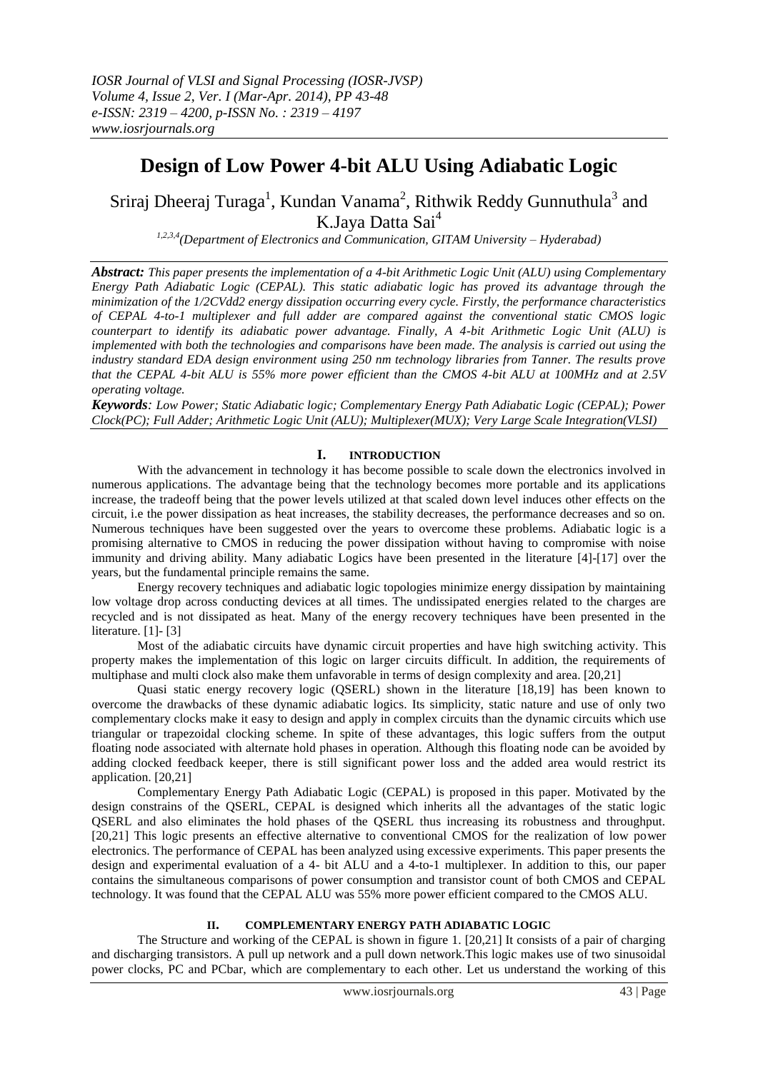# Design of Low Power 4-bit ALU Using Adiabatic Logic

Sriraj Dheeraj Turaga[1], Kundan Vanama[2], Rithwik Reddy Gunnuthula[3] and K.Jaya Datta Sai[4]

*[1,2,3,4](Department of Electronics and Communication, GITAM University – Hyderabad)*

***Abstract:*** *This paper presents the implementation of a 4-bit Arithmetic Logic Unit (ALU) using Complementary Energy Path Adiabatic Logic (CEPAL). This static adiabatic logic has proved its advantage through the minimization of the 1/2CVdd2 energy dissipation occurring every cycle. Firstly, the performance characteristics of CEPAL 4-to-1 multiplexer and full adder are compared against the conventional static CMOS logic counterpart to identify its adiabatic power advantage. Finally, A 4-bit Arithmetic Logic Unit (ALU) is implemented with both the technologies and comparisons have been made. The analysis is carried out using the industry standard EDA design environment using 250 nm technology libraries from Tanner. The results prove that the CEPAL 4-bit ALU is 55% more power efficient than the CMOS 4-bit ALU at 100MHz and at 2.5V operating voltage.*

***Keywords****: Low Power; Static Adiabatic logic; Complementary Energy Path Adiabatic Logic (CEPAL); Power Clock(PC); Full Adder; Arithmetic Logic Unit (ALU); Multiplexer(MUX); Very Large Scale Integration(VLSI)*

## I. INTRODUCTION

With the advancement in technology it has become possible to scale down the electronics involved in numerous applications. The advantage being that the technology becomes more portable and its applications increase, the tradeoff being that the power levels utilized at that scaled down level induces other effects on the circuit, i.e the power dissipation as heat increases, the stability decreases, the performance decreases and so on. Numerous techniques have been suggested over the years to overcome these problems. Adiabatic logic is a promising alternative to CMOS in reducing the power dissipation without having to compromise with noise immunity and driving ability. Many adiabatic Logics have been presented in the literature [4]-[17] over the years, but the fundamental principle remains the same.

Energy recovery techniques and adiabatic logic topologies minimize energy dissipation by maintaining low voltage drop across conducting devices at all times. The undissipated energies related to the charges are recycled and is not dissipated as heat. Many of the energy recovery techniques have been presented in the literature. [1]- [3]

Most of the adiabatic circuits have dynamic circuit properties and have high switching activity. This property makes the implementation of this logic on larger circuits difficult. In addition, the requirements of multiphase and multi clock also make them unfavorable in terms of design complexity and area. [20,21]

Quasi static energy recovery logic (QSERL) shown in the literature [18,19] has been known to overcome the drawbacks of these dynamic adiabatic logics. Its simplicity, static nature and use of only two complementary clocks make it easy to design and apply in complex circuits than the dynamic circuits which use triangular or trapezoidal clocking scheme. In spite of these advantages, this logic suffers from the output floating node associated with alternate hold phases in operation. Although this floating node can be avoided by adding clocked feedback keeper, there is still significant power loss and the added area would restrict its application. [20,21]

Complementary Energy Path Adiabatic Logic (CEPAL) is proposed in this paper. Motivated by the design constrains of the QSERL, CEPAL is designed which inherits all the advantages of the static logic QSERL and also eliminates the hold phases of the QSERL thus increasing its robustness and throughput. [20,21] This logic presents an effective alternative to conventional CMOS for the realization of low power electronics. The performance of CEPAL has been analyzed using excessive experiments. This paper presents the design and experimental evaluation of a 4- bit ALU and a 4-to-1 multiplexer. In addition to this, our paper contains the simultaneous comparisons of power consumption and transistor count of both CMOS and CEPAL technology. It was found that the CEPAL ALU was 55% more power efficient compared to the CMOS ALU.

## II. COMPLEMENTARY ENERGY PATH ADIABATIC LOGIC

The Structure and working of the CEPAL is shown in figure 1. [20,21] It consists of a pair of charging and discharging transistors. A pull up network and a pull down network.This logic makes use of two sinusoidal power clocks, PC and PCbar, which are complementary to each other. Let us understand the working of this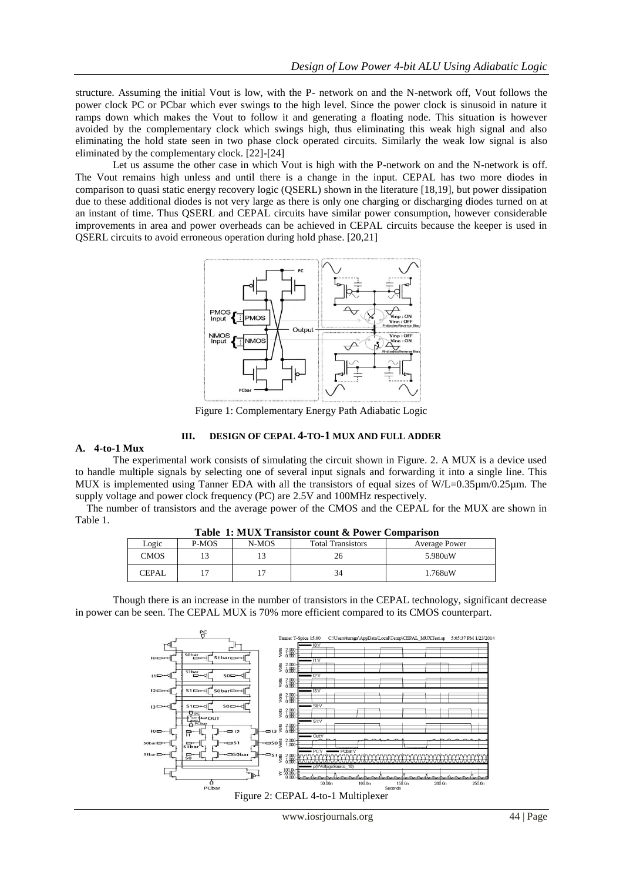structure. Assuming the initial Vout is low, with the P- network on and the N-network off, Vout follows the power clock PC or PCbar which ever swings to the high level. Since the power clock is sinusoid in nature it ramps down which makes the Vout to follow it and generating a floating node. This situation is however avoided by the complementary clock which swings high, thus eliminating this weak high signal and also eliminating the hold state seen in two phase clock operated circuits. Similarly the weak low signal is also eliminated by the complementary clock. [22]-[24]

Let us assume the other case in which Vout is high with the P-network on and the N-network is off. The Vout remains high unless and until there is a change in the input. CEPAL has two more diodes in comparison to quasi static energy recovery logic (QSERL) shown in the literature [18,19], but power dissipation due to these additional diodes is not very large as there is only one charging or discharging diodes turned on at an instant of time. Thus QSERL and CEPAL circuits have similar power consumption, however considerable improvements in area and power overheads can be achieved in CEPAL circuits because the keeper is used in QSERL circuits to avoid erroneous operation during hold phase. [20,21]

Figure 1: Complementary Energy Path Adiabatic Logic

## III. DESIGN OF CEPAL 4-TO-1 MUX AND FULL ADDER

### A. 4-to-1 Mux

The experimental work consists of simulating the circuit shown in Figure. 2. A MUX is a device used to handle multiple signals by selecting one of several input signals and forwarding it into a single line. This MUX is implemented using Tanner EDA with all the transistors of equal sizes of W/L=0.35µm/0.25µm. The supply voltage and power clock frequency (PC) are 2.5V and 100MHz respectively.

The number of transistors and the average power of the CMOS and the CEPAL for the MUX are shown in Table 1.

**Table 1: MUX Transistor count & Power Comparison**

| Logic | P-MOS | N-MOS | Total Transistors | Average Power |
|---|---|---|---|---|
| CMOS | 13 | 13 | 26 | 5.980uW |
| CEPAL | 17 | 17 | 34 | 1.768uW |

Though there is an increase in the number of transistors in the CEPAL technology, significant decrease in power can be seen. The CEPAL MUX is 70% more efficient compared to its CMOS counterpart.

Figure 2: CEPAL 4-to-1 Multiplexer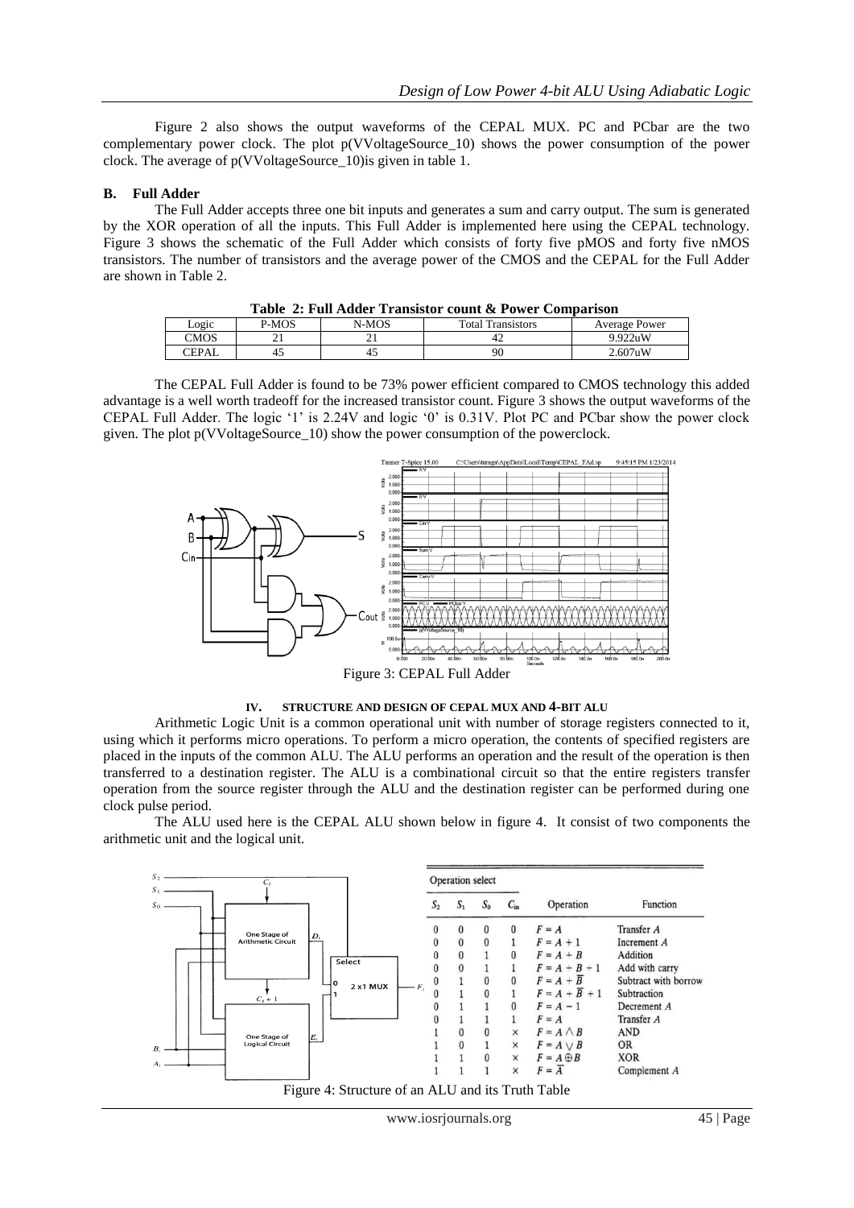Figure 2 also shows the output waveforms of the CEPAL MUX. PC and PCbar are the two complementary power clock. The plot p(VVoltageSource_10) shows the power consumption of the power clock. The average of p(VVoltageSource_10)is given in table 1.

### B. Full Adder

The Full Adder accepts three one bit inputs and generates a sum and carry output. The sum is generated by the XOR operation of all the inputs. This Full Adder is implemented here using the CEPAL technology. Figure 3 shows the schematic of the Full Adder which consists of forty five pMOS and forty five nMOS transistors. The number of transistors and the average power of the CMOS and the CEPAL for the Full Adder are shown in Table 2.

**Table 2: Full Adder Transistor count & Power Comparison**

| Logic | P-MOS | N-MOS | Total Transistors | Average Power |
|---|---|---|---|---|
| CMOS | 21 | 21 | 42 | 9.922uW |
| CEPAL | 45 | 45 | 90 | 2.607uW |

The CEPAL Full Adder is found to be 73% power efficient compared to CMOS technology this added advantage is a well worth tradeoff for the increased transistor count. Figure 3 shows the output waveforms of the CEPAL Full Adder. The logic '1' is 2.24V and logic '0' is 0.31V. Plot PC and PCbar show the power clock given. The plot p(VVoltageSource_10) show the power consumption of the powerclock.

Figure 3: CEPAL Full Adder

## IV. STRUCTURE AND DESIGN OF CEPAL MUX AND 4-BIT ALU

Arithmetic Logic Unit is a common operational unit with number of storage registers connected to it, using which it performs micro operations. To perform a micro operation, the contents of specified registers are placed in the inputs of the common ALU. The ALU performs an operation and the result of the operation is then transferred to a destination register. The ALU is a combinational circuit so that the entire registers transfer operation from the source register through the ALU and the destination register can be performed during one clock pulse period.

The ALU used here is the CEPAL ALU shown below in figure 4. It consist of two components the arithmetic unit and the logical unit.

| $S_2$ | $S_1$ | $S_0$ | $C_{in}$ | Operation | Function |
|---|---|---|---|---|---|
| 0 | 0 | 0 | 0 | $F = A$ | Transfer $A$ |
| 0 | 0 | 0 | 1 | $F = A + 1$ | Increment $A$ |
| 0 | 0 | 1 | 0 | $F = A + B$ | Addition |
| 0 | 0 | 1 | 1 | $F = A + B + 1$ | Add with carry |
| 0 | 1 | 0 | 0 | $F = A + \overline{B}$ | Subtract with borrow |
| 0 | 1 | 0 | 1 | $F = A + \overline{B} + 1$ | Subtraction |
| 0 | 1 | 1 | 0 | $F = A - 1$ | Decrement $A$ |
| 0 | 1 | 1 | 1 | $F = A$ | Transfer $A$ |
| 1 | 0 | 0 | × | $F = A \wedge B$ | AND |
| 1 | 0 | 1 | × | $F = A \vee B$ | OR |
| 1 | 1 | 0 | × | $F = A \oplus B$ | XOR |
| 1 | 1 | 1 | × | $F = \overline{A}$ | Complement $A$ |

Figure 4: Structure of an ALU and its Truth Table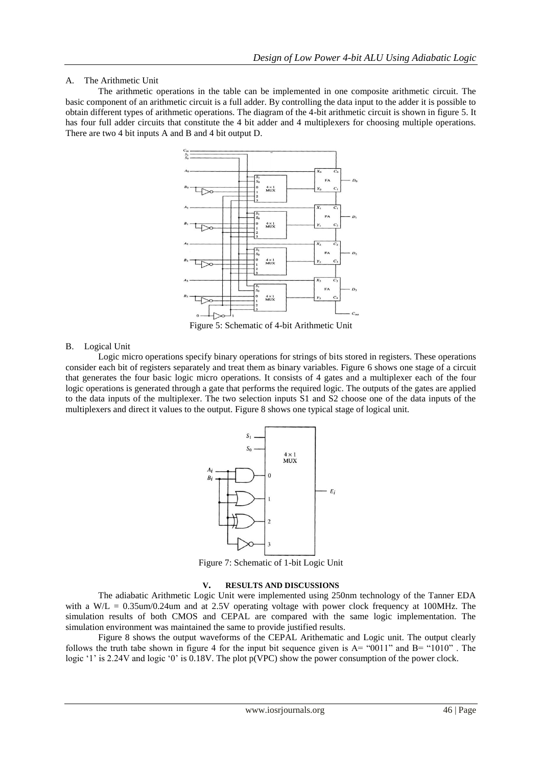### A. The Arithmetic Unit

The arithmetic operations in the table can be implemented in one composite arithmetic circuit. The basic component of an arithmetic circuit is a full adder. By controlling the data input to the adder it is possible to obtain different types of arithmetic operations. The diagram of the 4-bit arithmetic circuit is shown in figure 5. It has four full adder circuits that constitute the 4 bit adder and 4 multiplexers for choosing multiple operations. There are two 4 bit inputs A and B and 4 bit output D.

Figure 5: Schematic of 4-bit Arithmetic Unit

### B. Logical Unit

Logic micro operations specify binary operations for strings of bits stored in registers. These operations consider each bit of registers separately and treat them as binary variables. Figure 6 shows one stage of a circuit that generates the four basic logic micro operations. It consists of 4 gates and a multiplexer each of the four logic operations is generated through a gate that performs the required logic. The outputs of the gates are applied to the data inputs of the multiplexer. The two selection inputs S1 and S2 choose one of the data inputs of the multiplexers and direct it values to the output. Figure 8 shows one typical stage of logical unit.

Figure 7: Schematic of 1-bit Logic Unit

## V. RESULTS AND DISCUSSIONS

The adiabatic Arithmetic Logic Unit were implemented using 250nm technology of the Tanner EDA with a W/L = 0.35um/0.24um and at 2.5V operating voltage with power clock frequency at 100MHz. The simulation results of both CMOS and CEPAL are compared with the same logic implementation. The simulation environment was maintained the same to provide justified results.

Figure 8 shows the output waveforms of the CEPAL Arithematic and Logic unit. The output clearly follows the truth tabe shown in figure 4 for the input bit sequence given is A= "0011" and B= "1010" . The logic '1' is 2.24V and logic '0' is 0.18V. The plot p(VPC) show the power consumption of the power clock.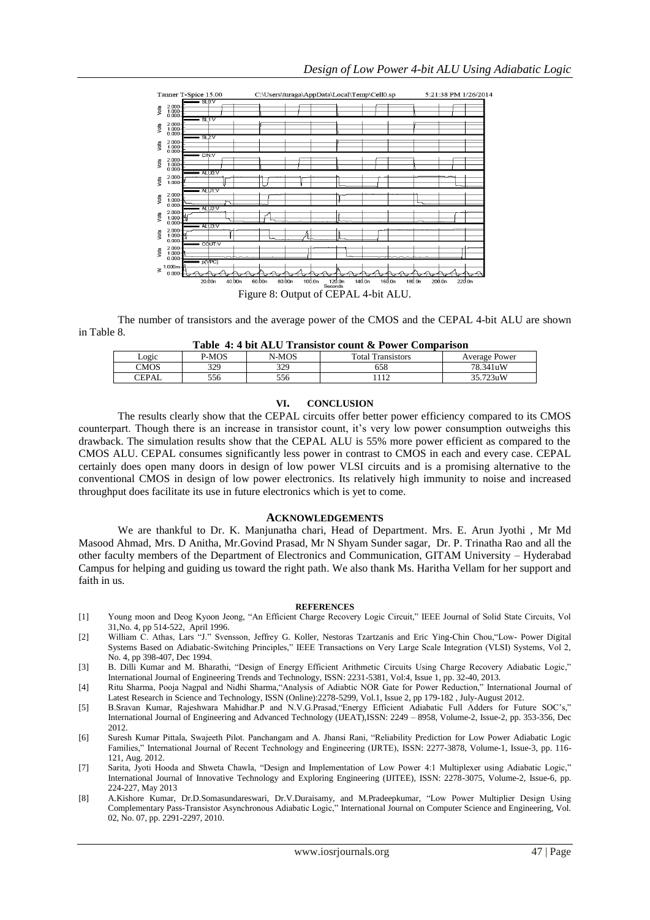Figure 8: Output of CEPAL 4-bit ALU.

The number of transistors and the average power of the CMOS and the CEPAL 4-bit ALU are shown in Table 8.

**Table 4: 4 bit ALU Transistor count & Power Comparison**

| Logic | P-MOS | N-MOS | Total Transistors | Average Power |
|---|---|---|---|---|
| CMOS | 329 | 329 | 658 | 78.341uW |
| CEPAL | 556 | 556 | 1112 | 35.723uW |

## VI. CONCLUSION

The results clearly show that the CEPAL circuits offer better power efficiency compared to its CMOS counterpart. Though there is an increase in transistor count, it's very low power consumption outweighs this drawback. The simulation results show that the CEPAL ALU is 55% more power efficient as compared to the CMOS ALU. CEPAL consumes significantly less power in contrast to CMOS in each and every case. CEPAL certainly does open many doors in design of low power VLSI circuits and is a promising alternative to the conventional CMOS in design of low power electronics. Its relatively high immunity to noise and increased throughput does facilitate its use in future electronics which is yet to come.

## ACKNOWLEDGEMENTS

We are thankful to Dr. K. Manjunatha chari, Head of Department. Mrs. E. Arun Jyothi , Mr Md Masood Ahmad, Mrs. D Anitha, Mr.Govind Prasad, Mr N Shyam Sunder sagar, Dr. P. Trinatha Rao and all the other faculty members of the Department of Electronics and Communication, GITAM University – Hyderabad Campus for helping and guiding us toward the right path. We also thank Ms. Haritha Vellam for her support and faith in us.

## REFERENCES

[1] Young moon and Deog Kyoon Jeong, "An Efficient Charge Recovery Logic Circuit," IEEE Journal of Solid State Circuits, Vol 31,No. 4, pp 514-522, April 1996.

[2] William C. Athas, Lars "J." Svensson, Jeffrey G. Koller, Nestoras Tzartzanis and Eric Ying-Chin Chou,"Low- Power Digital Systems Based on Adiabatic-Switching Principles," IEEE Transactions on Very Large Scale Integration (VLSI) Systems, Vol 2, No. 4, pp 398-407, Dec 1994.

[3] B. Dilli Kumar and M. Bharathi, "Design of Energy Efficient Arithmetic Circuits Using Charge Recovery Adiabatic Logic," International Journal of Engineering Trends and Technology, ISSN: 2231-5381, Vol:4, Issue 1, pp. 32-40, 2013.

[4] Ritu Sharma, Pooja Nagpal and Nidhi Sharma,"Analysis of Adiabtic NOR Gate for Power Reduction," International Journal of Latest Research in Science and Technology, ISSN (Online):2278-5299, Vol.1, Issue 2, pp 179-182 , July-August 2012.

[5] B.Sravan Kumar, Rajeshwara Mahidhar.P and N.V.G.Prasad,"Energy Efficient Adiabatic Full Adders for Future SOC's," International Journal of Engineering and Advanced Technology (IJEAT),ISSN: 2249 – 8958, Volume-2, Issue-2, pp. 353-356, Dec 2012.

[6] Suresh Kumar Pittala, Swajeeth Pilot. Panchangam and A. Jhansi Rani, "Reliability Prediction for Low Power Adiabatic Logic Families," International Journal of Recent Technology and Engineering (IJRTE), ISSN: 2277-3878, Volume-1, Issue-3, pp. 116-121, Aug. 2012.

[7] Sarita, Jyoti Hooda and Shweta Chawla, "Design and Implementation of Low Power 4:1 Multiplexer using Adiabatic Logic," International Journal of Innovative Technology and Exploring Engineering (IJITEE), ISSN: 2278-3075, Volume-2, Issue-6, pp. 224-227, May 2013

[8] A.Kishore Kumar, Dr.D.Somasundareswari, Dr.V.Duraisamy, and M.Pradeepkumar, "Low Power Multiplier Design Using Complementary Pass-Transistor Asynchronous Adiabatic Logic," International Journal on Computer Science and Engineering, Vol. 02, No. 07, pp. 2291-2297, 2010.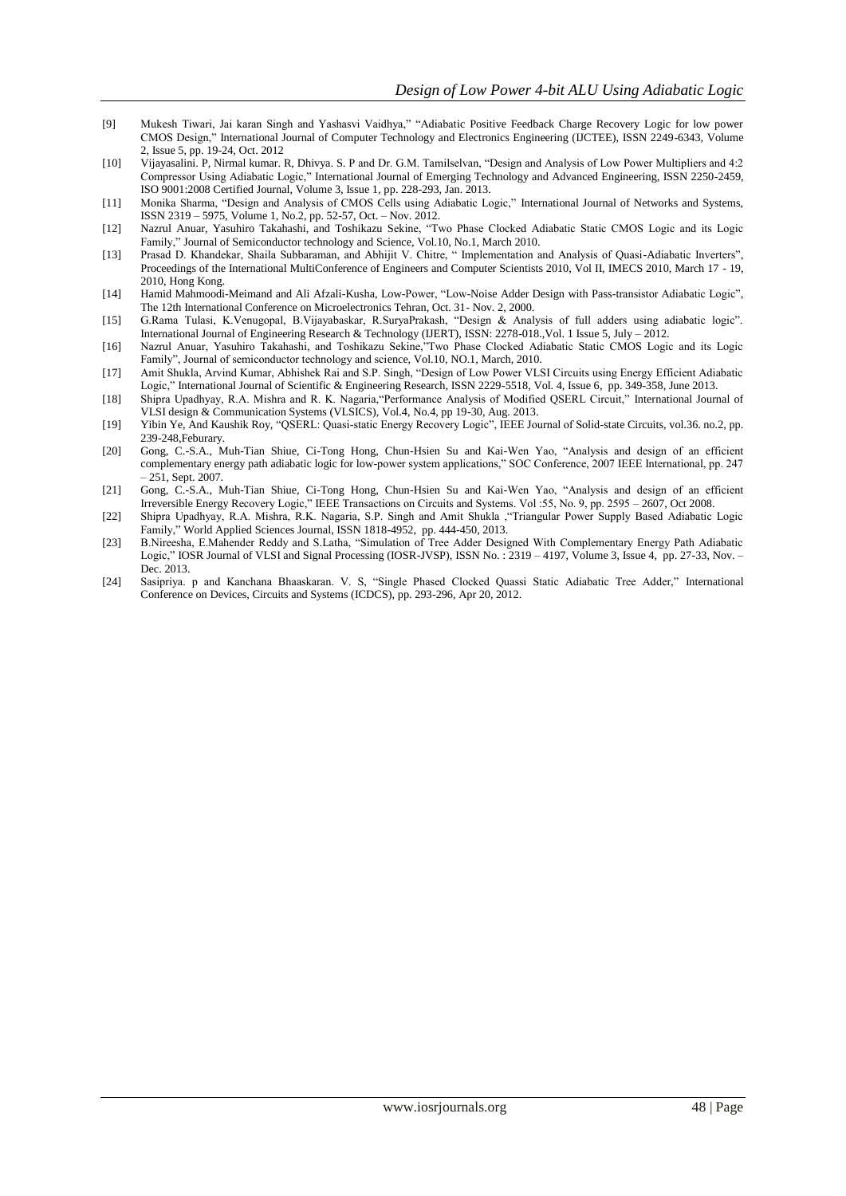[9] Mukesh Tiwari, Jai karan Singh and Yashasvi Vaidhya," "Adiabatic Positive Feedback Charge Recovery Logic for low power CMOS Design," International Journal of Computer Technology and Electronics Engineering (IJCTEE), ISSN 2249-6343, Volume 2, Issue 5, pp. 19-24, Oct. 2012

[10] Vijayasalini. P, Nirmal kumar. R, Dhivya. S. P and Dr. G.M. Tamilselvan, "Design and Analysis of Low Power Multipliers and 4:2 Compressor Using Adiabatic Logic," International Journal of Emerging Technology and Advanced Engineering, ISSN 2250-2459, ISO 9001:2008 Certified Journal, Volume 3, Issue 1, pp. 228-293, Jan. 2013.

[11] Monika Sharma, "Design and Analysis of CMOS Cells using Adiabatic Logic," International Journal of Networks and Systems, ISSN 2319 – 5975, Volume 1, No.2, pp. 52-57, Oct. – Nov. 2012.

[12] Nazrul Anuar, Yasuhiro Takahashi, and Toshikazu Sekine, "Two Phase Clocked Adiabatic Static CMOS Logic and its Logic Family," Journal of Semiconductor technology and Science, Vol.10, No.1, March 2010.

[13] Prasad D. Khandekar, Shaila Subbaraman, and Abhijit V. Chitre, " Implementation and Analysis of Quasi-Adiabatic Inverters", Proceedings of the International MultiConference of Engineers and Computer Scientists 2010, Vol II, IMECS 2010, March 17 - 19, 2010, Hong Kong.

[14] Hamid Mahmoodi-Meimand and Ali Afzali-Kusha, Low-Power, "Low-Noise Adder Design with Pass-transistor Adiabatic Logic", The 12th International Conference on Microelectronics Tehran, Oct. 31- Nov. 2, 2000.

[15] G.Rama Tulasi, K.Venugopal, B.Vijayabaskar, R.SuryaPrakash, "Design & Analysis of full adders using adiabatic logic". International Journal of Engineering Research & Technology (IJERT), ISSN: 2278-018.,Vol. 1 Issue 5, July – 2012.

[16] Nazrul Anuar, Yasuhiro Takahashi, and Toshikazu Sekine,"Two Phase Clocked Adiabatic Static CMOS Logic and its Logic Family", Journal of semiconductor technology and science, Vol.10, NO.1, March, 2010.

[17] Amit Shukla, Arvind Kumar, Abhishek Rai and S.P. Singh, "Design of Low Power VLSI Circuits using Energy Efficient Adiabatic Logic," International Journal of Scientific & Engineering Research, ISSN 2229-5518, Vol. 4, Issue 6, pp. 349-358, June 2013.

[18] Shipra Upadhyay, R.A. Mishra and R. K. Nagaria,"Performance Analysis of Modified QSERL Circuit," International Journal of VLSI design & Communication Systems (VLSICS), Vol.4, No.4, pp 19-30, Aug. 2013.

[19] Yibin Ye, And Kaushik Roy, "QSERL: Quasi-static Energy Recovery Logic", IEEE Journal of Solid-state Circuits, vol.36. no.2, pp. 239-248,Feburary.

[20] Gong, C.-S.A., Muh-Tian Shiue, Ci-Tong Hong, Chun-Hsien Su and Kai-Wen Yao, "Analysis and design of an efficient complementary energy path adiabatic logic for low-power system applications," SOC Conference, 2007 IEEE International, pp. 247 – 251, Sept. 2007.

[21] Gong, C.-S.A., Muh-Tian Shiue, Ci-Tong Hong, Chun-Hsien Su and Kai-Wen Yao, "Analysis and design of an efficient Irreversible Energy Recovery Logic," IEEE Transactions on Circuits and Systems. Vol :55, No. 9, pp. 2595 – 2607, Oct 2008.

[22] Shipra Upadhyay, R.A. Mishra, R.K. Nagaria, S.P. Singh and Amit Shukla ,"Triangular Power Supply Based Adiabatic Logic Family," World Applied Sciences Journal, ISSN 1818-4952, pp. 444-450, 2013.

[23] B.Nireesha, E.Mahender Reddy and S.Latha, "Simulation of Tree Adder Designed With Complementary Energy Path Adiabatic Logic," IOSR Journal of VLSI and Signal Processing (IOSR-JVSP), ISSN No. : 2319 – 4197, Volume 3, Issue 4, pp. 27-33, Nov. – Dec. 2013.

[24] Sasipriya. p and Kanchana Bhaaskaran. V. S, "Single Phased Clocked Quassi Static Adiabatic Tree Adder," International Conference on Devices, Circuits and Systems (ICDCS), pp. 293-296, Apr 20, 2012.